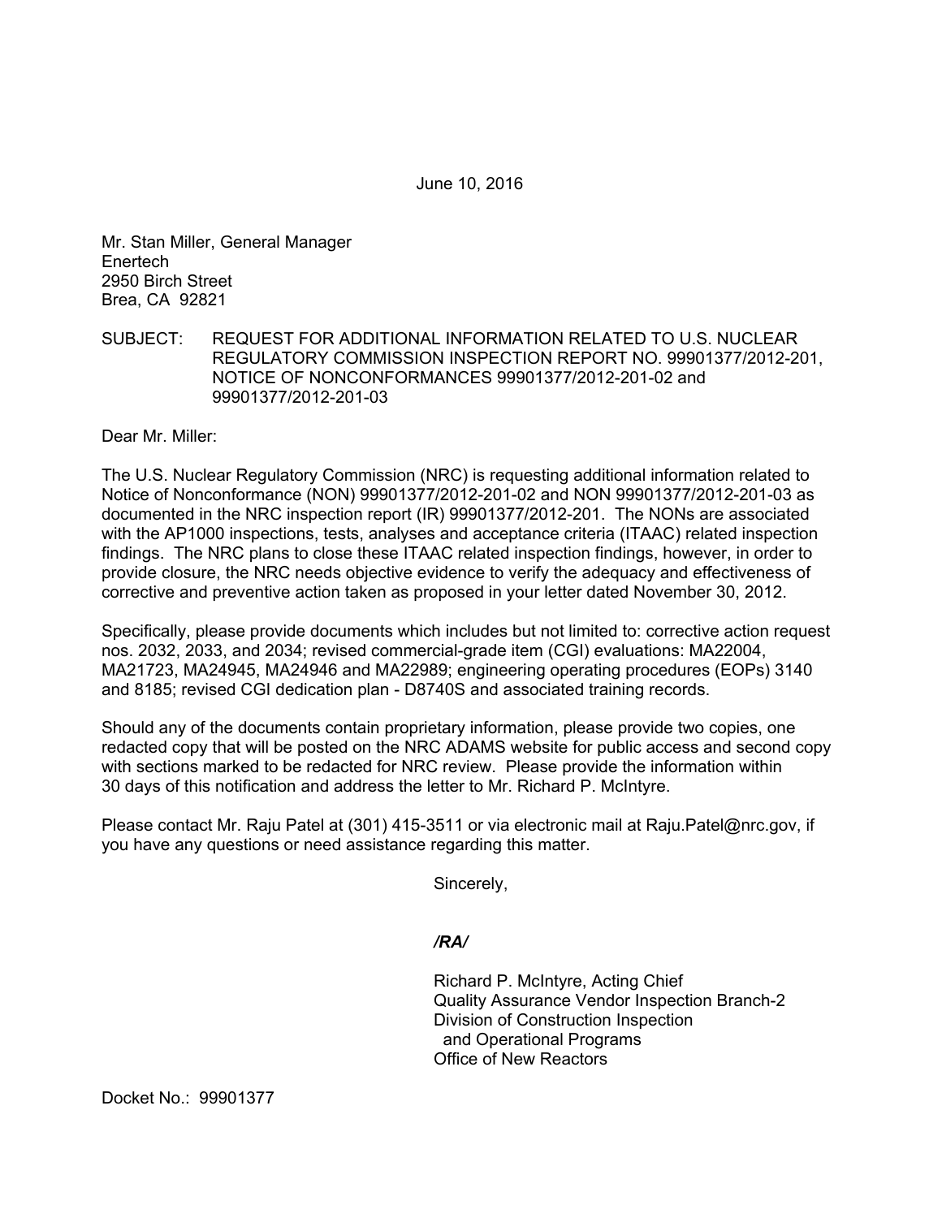June 10, 2016

Mr. Stan Miller, General Manager
Enertech
2950 Birch Street
Brea, CA 92821

SUBJECT: REQUEST FOR ADDITIONAL INFORMATION RELATED TO U.S. NUCLEAR REGULATORY COMMISSION INSPECTION REPORT NO. 99901377/2012-201, NOTICE OF NONCONFORMANCES 99901377/2012-201-02 and 99901377/2012-201-03

Dear Mr. Miller:

The U.S. Nuclear Regulatory Commission (NRC) is requesting additional information related to Notice of Nonconformance (NON) 99901377/2012-201-02 and NON 99901377/2012-201-03 as documented in the NRC inspection report (IR) 99901377/2012-201. The NONs are associated with the AP1000 inspections, tests, analyses and acceptance criteria (ITAAC) related inspection findings. The NRC plans to close these ITAAC related inspection findings, however, in order to provide closure, the NRC needs objective evidence to verify the adequacy and effectiveness of corrective and preventive action taken as proposed in your letter dated November 30, 2012.

Specifically, please provide documents which includes but not limited to: corrective action request nos. 2032, 2033, and 2034; revised commercial-grade item (CGI) evaluations: MA22004, MA21723, MA24945, MA24946 and MA22989; engineering operating procedures (EOPs) 3140 and 8185; revised CGI dedication plan - D8740S and associated training records.

Should any of the documents contain proprietary information, please provide two copies, one redacted copy that will be posted on the NRC ADAMS website for public access and second copy with sections marked to be redacted for NRC review. Please provide the information within 30 days of this notification and address the letter to Mr. Richard P. McIntyre.

Please contact Mr. Raju Patel at (301) 415-3511 or via electronic mail at Raju.Patel@nrc.gov, if you have any questions or need assistance regarding this matter.

Sincerely,

*/RA/*

Richard P. McIntyre, Acting Chief
Quality Assurance Vendor Inspection Branch-2
Division of Construction Inspection
and Operational Programs
Office of New Reactors

Docket No.: 99901377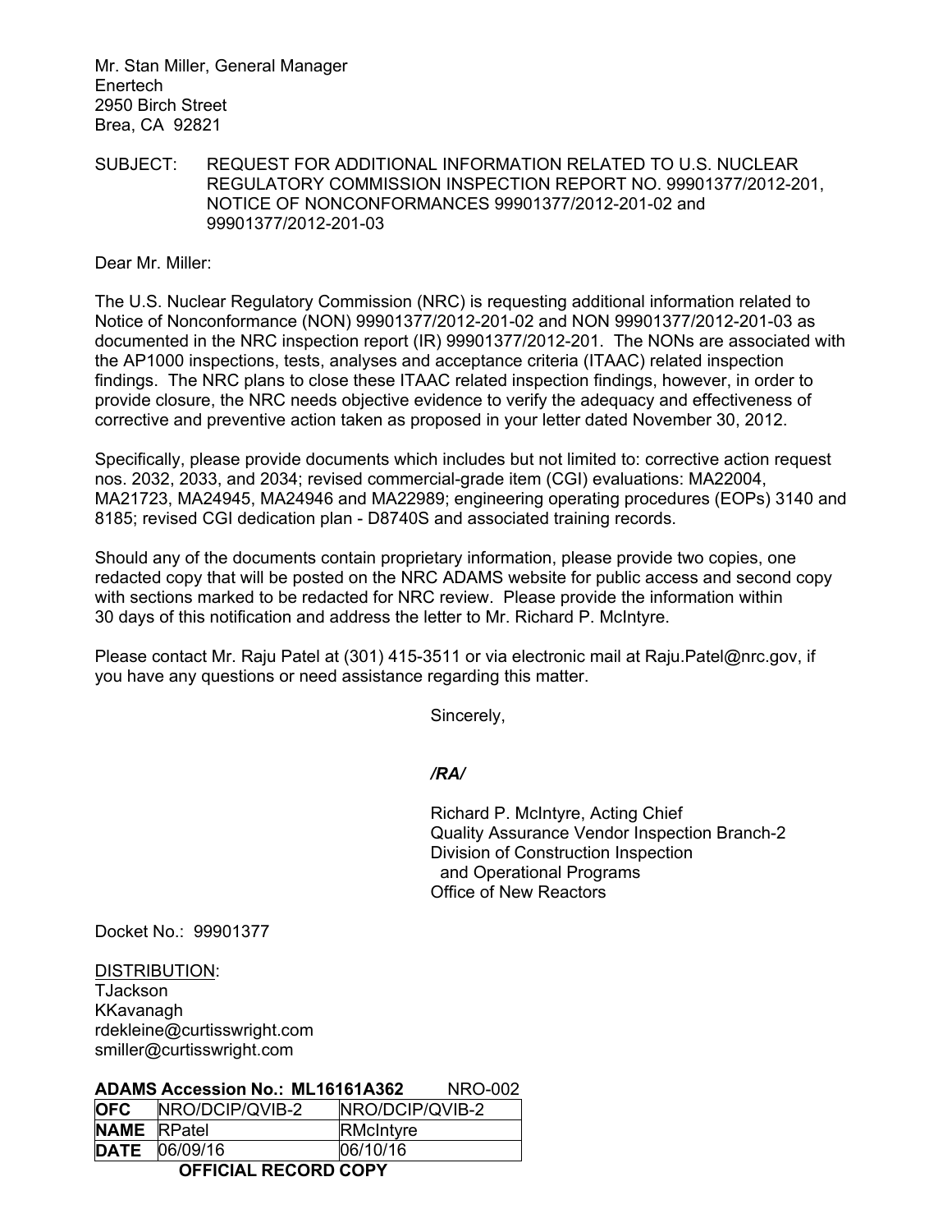Mr. Stan Miller, General Manager
Enertech
2950 Birch Street
Brea, CA 92821

SUBJECT: REQUEST FOR ADDITIONAL INFORMATION RELATED TO U.S. NUCLEAR REGULATORY COMMISSION INSPECTION REPORT NO. 99901377/2012-201, NOTICE OF NONCONFORMANCES 99901377/2012-201-02 and 99901377/2012-201-03

Dear Mr. Miller:

The U.S. Nuclear Regulatory Commission (NRC) is requesting additional information related to Notice of Nonconformance (NON) 99901377/2012-201-02 and NON 99901377/2012-201-03 as documented in the NRC inspection report (IR) 99901377/2012-201. The NONs are associated with the AP1000 inspections, tests, analyses and acceptance criteria (ITAAC) related inspection findings. The NRC plans to close these ITAAC related inspection findings, however, in order to provide closure, the NRC needs objective evidence to verify the adequacy and effectiveness of corrective and preventive action taken as proposed in your letter dated November 30, 2012.

Specifically, please provide documents which includes but not limited to: corrective action request nos. 2032, 2033, and 2034; revised commercial-grade item (CGI) evaluations: MA22004, MA21723, MA24945, MA24946 and MA22989; engineering operating procedures (EOPs) 3140 and 8185; revised CGI dedication plan - D8740S and associated training records.

Should any of the documents contain proprietary information, please provide two copies, one redacted copy that will be posted on the NRC ADAMS website for public access and second copy with sections marked to be redacted for NRC review. Please provide the information within 30 days of this notification and address the letter to Mr. Richard P. McIntyre.

Please contact Mr. Raju Patel at (301) 415-3511 or via electronic mail at Raju.Patel@nrc.gov, if you have any questions or need assistance regarding this matter.

Sincerely,

*/RA/*

Richard P. McIntyre, Acting Chief
Quality Assurance Vendor Inspection Branch-2
Division of Construction Inspection
and Operational Programs
Office of New Reactors

Docket No.: 99901377

DISTRIBUTION:
TJackson
KKavanagh
rdekleine@curtisswright.com
smiller@curtisswright.com

**ADAMS Accession No.: ML16161A362** NRO-002

| | | |
|---|---|---|
| **OFC** | NRO/DCIP/QVIB-2 | NRO/DCIP/QVIB-2 |
| **NAME** | RPatel | RMcIntyre |
| **DATE** | 06/09/16 | 06/10/16 |

**OFFICIAL RECORD COPY**